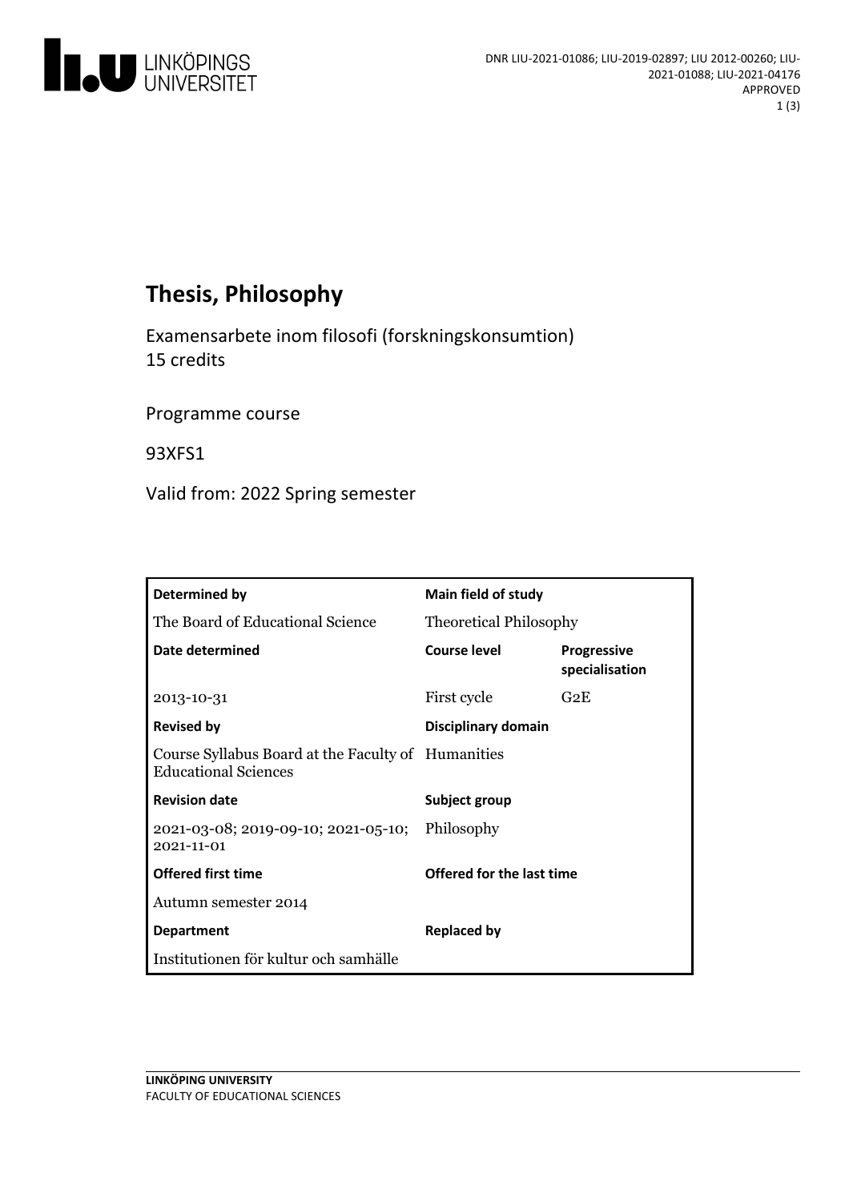DNR LIU-2021-01086; LIU-2019-02897; LIU 2012-00260; LIU-2021-01088; LIU-2021-04176
APPROVED

# Thesis, Philosophy

Examensarbete inom filosofi (forskningskonsumtion)
15 credits

Programme course

93XFS1

Valid from: 2022 Spring semester

| Determined by | Main field of study | |
|---|---|---|
| The Board of Educational Science | Theoretical Philosophy | |
| **Date determined** | **Course level** | **Progressive specialisation** |
| 2013-10-31 | First cycle | G2E |
| **Revised by** | **Disciplinary domain** | |
| Course Syllabus Board at the Faculty of Educational Sciences | Humanities | |
| **Revision date** | **Subject group** | |
| 2021-03-08; 2019-09-10; 2021-05-10; 2021-11-01 | Philosophy | |
| **Offered first time** | **Offered for the last time** | |
| Autumn semester 2014 | | |
| **Department** | **Replaced by** | |
| Institutionen för kultur och samhälle | | |

**LINKÖPING UNIVERSITY**
FACULTY OF EDUCATIONAL SCIENCES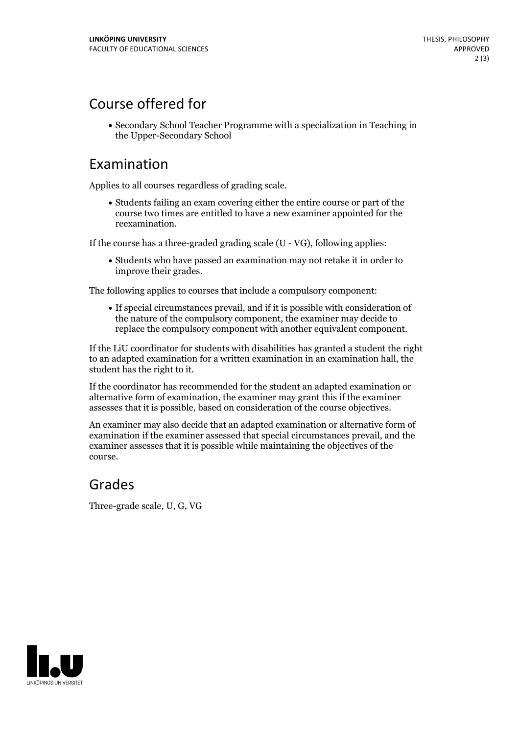## Course offered for

- Secondary School Teacher Programme with a specialization in Teaching in the Upper-Secondary School

## Examination

Applies to all courses regardless of grading scale.

- Students failing an exam covering either the entire course or part of the course two times are entitled to have a new examiner appointed for the reexamination.

If the course has a three-graded grading scale (U - VG), following applies:

- Students who have passed an examination may not retake it in order to improve their grades.

The following applies to courses that include a compulsory component:

- If special circumstances prevail, and if it is possible with consideration of the nature of the compulsory component, the examiner may decide to replace the compulsory component with another equivalent component.

If the LiU coordinator for students with disabilities has granted a student the right to an adapted examination for a written examination in an examination hall, the student has the right to it.

If the coordinator has recommended for the student an adapted examination or alternative form of examination, the examiner may grant this if the examiner assesses that it is possible, based on consideration of the course objectives.

An examiner may also decide that an adapted examination or alternative form of examination if the examiner assessed that special circumstances prevail, and the examiner assesses that it is possible while maintaining the objectives of the course.

## Grades

Three-grade scale, U, G, VG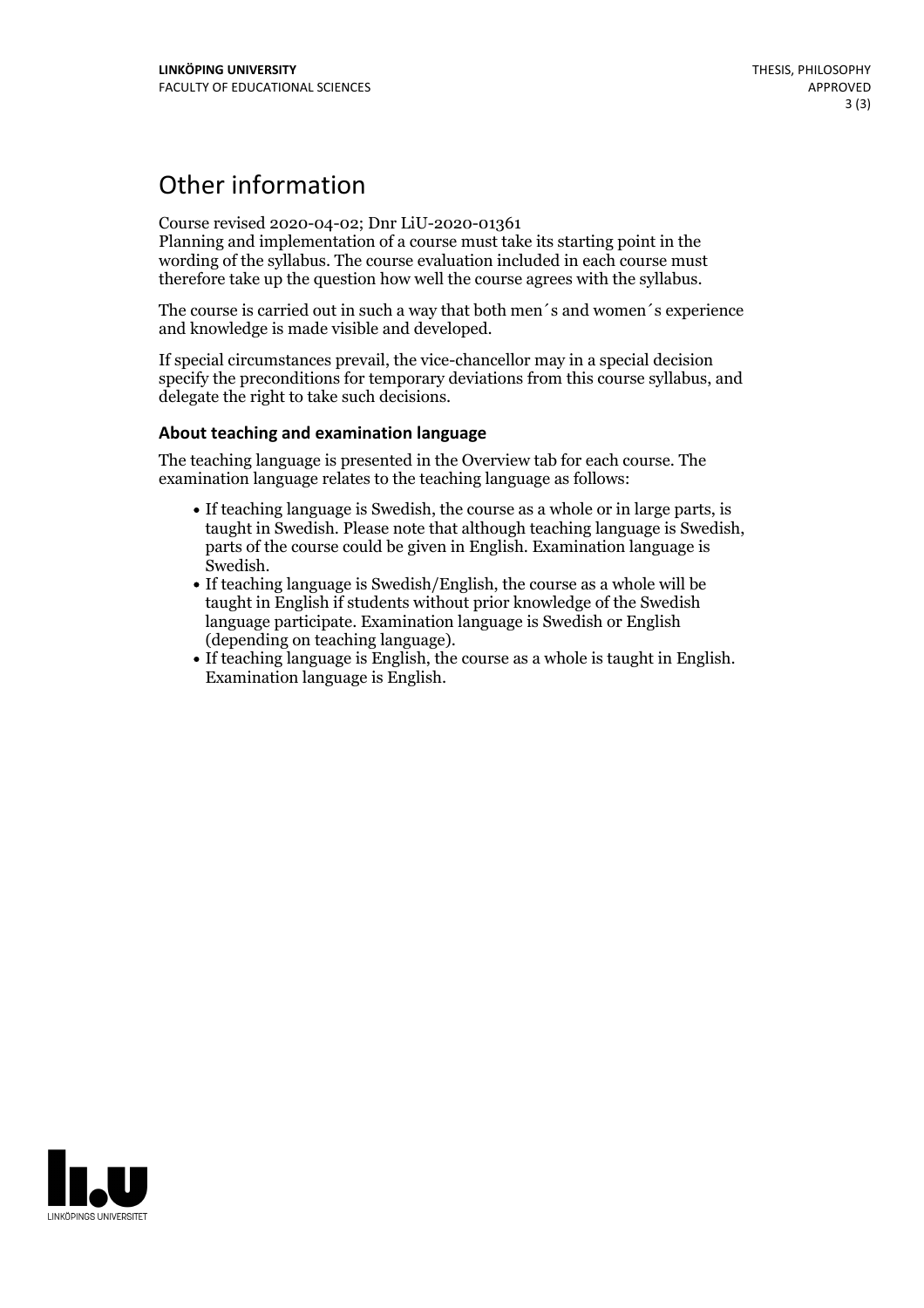# Other information

Course revised 2020-04-02; Dnr LiU-2020-01361

Planning and implementation of a course must take its starting point in the wording of the syllabus. The course evaluation included in each course must therefore take up the question how well the course agrees with the syllabus.

The course is carried out in such a way that both men´s and women´s experience and knowledge is made visible and developed.

If special circumstances prevail, the vice-chancellor may in a special decision specify the preconditions for temporary deviations from this course syllabus, and delegate the right to take such decisions.

### About teaching and examination language

The teaching language is presented in the Overview tab for each course. The examination language relates to the teaching language as follows:

- If teaching language is Swedish, the course as a whole or in large parts, is taught in Swedish. Please note that although teaching language is Swedish, parts of the course could be given in English. Examination language is Swedish.
- If teaching language is Swedish/English, the course as a whole will be taught in English if students without prior knowledge of the Swedish language participate. Examination language is Swedish or English (depending on teaching language).
- If teaching language is English, the course as a whole is taught in English. Examination language is English.